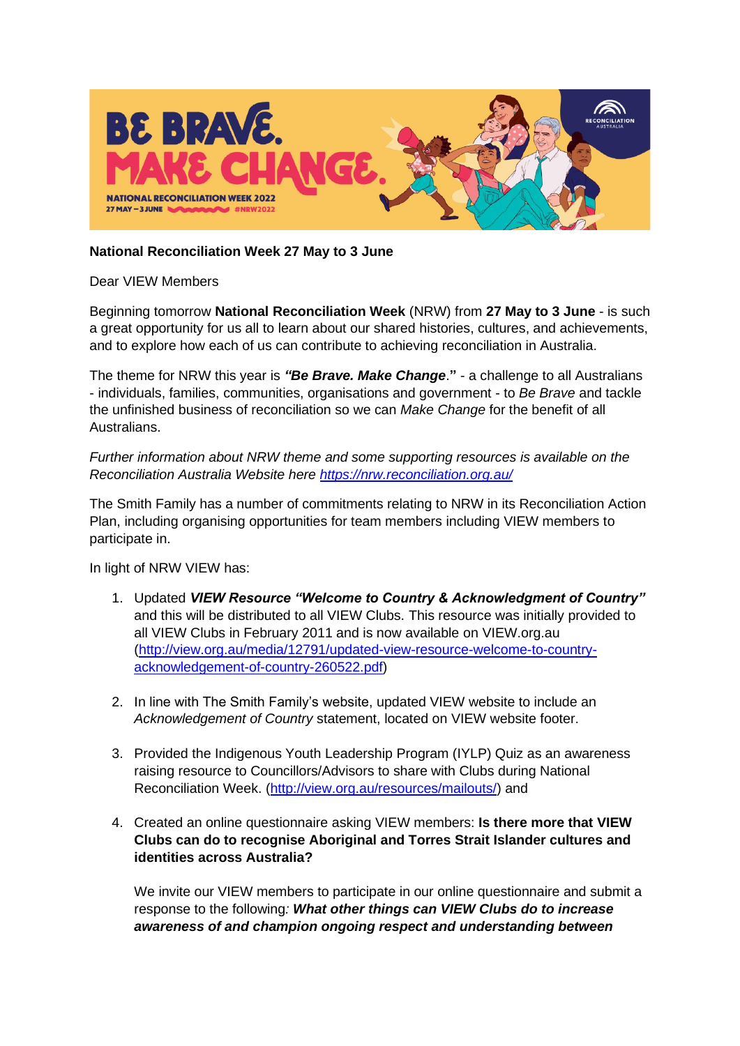**National Reconciliation Week 27 May to 3 June**

Dear VIEW Members

Beginning tomorrow **National Reconciliation Week** (NRW) from **27 May to 3 June** - is such a great opportunity for us all to learn about our shared histories, cultures, and achievements, and to explore how each of us can contribute to achieving reconciliation in Australia.

The theme for NRW this year is ***"Be Brave. Make Change*.**" - a challenge to all Australians - individuals, families, communities, organisations and government - to *Be Brave* and tackle the unfinished business of reconciliation so we can *Make Change* for the benefit of all Australians.

*Further information about NRW theme and some supporting resources is available on the Reconciliation Australia Website here [https://nrw.reconciliation.org.au/](https://nrw.reconciliation.org.au/)*

The Smith Family has a number of commitments relating to NRW in its Reconciliation Action Plan, including organising opportunities for team members including VIEW members to participate in.

In light of NRW VIEW has:

1. Updated ***VIEW Resource "Welcome to Country & Acknowledgment of Country"*** and this will be distributed to all VIEW Clubs. This resource was initially provided to all VIEW Clubs in February 2011 and is now available on VIEW.org.au ([http://view.org.au/media/12791/updated-view-resource-welcome-to-country-acknowledgement-of-country-260522.pdf](http://view.org.au/media/12791/updated-view-resource-welcome-to-country-acknowledgement-of-country-260522.pdf))

2. In line with The Smith Family's website, updated VIEW website to include an *Acknowledgement of Country* statement, located on VIEW website footer.

3. Provided the Indigenous Youth Leadership Program (IYLP) Quiz as an awareness raising resource to Councillors/Advisors to share with Clubs during National Reconciliation Week. ([http://view.org.au/resources/mailouts/](http://view.org.au/resources/mailouts/)) and

4. Created an online questionnaire asking VIEW members: **Is there more that VIEW Clubs can do to recognise Aboriginal and Torres Strait Islander cultures and identities across Australia?**

   We invite our VIEW members to participate in our online questionnaire and submit a response to the following*:* ***What other things can VIEW Clubs do to increase awareness of and champion ongoing respect and understanding between***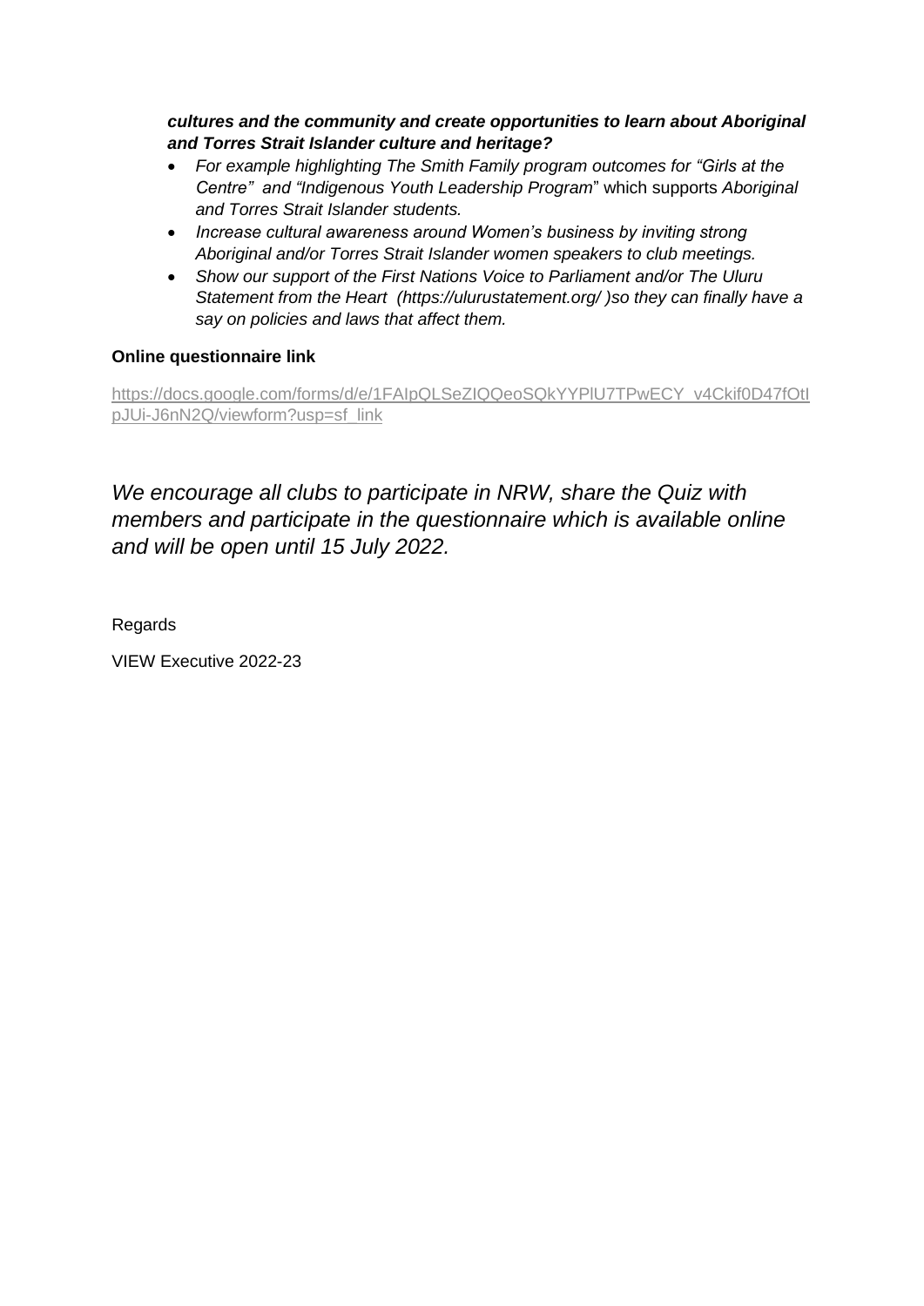***cultures and the community and create opportunities to learn about Aboriginal and Torres Strait Islander culture and heritage?***

- *For example highlighting The Smith Family program outcomes for "Girls at the Centre" and "Indigenous Youth Leadership Program*" which supports *Aboriginal and Torres Strait Islander students.*
- *Increase cultural awareness around Women's business by inviting strong Aboriginal and/or Torres Strait Islander women speakers to club meetings.*
- *Show our support of the First Nations Voice to Parliament and/or The Uluru Statement from the Heart (https://ulurustatement.org/ )so they can finally have a say on policies and laws that affect them.*

**Online questionnaire link**

https://docs.google.com/forms/d/e/1FAIpQLSeZIQQeoSQkYYPlU7TPwECY_v4Ckif0D47fOtIpJUi-J6nN2Q/viewform?usp=sf_link

*We encourage all clubs to participate in NRW, share the Quiz with members and participate in the questionnaire which is available online and will be open until 15 July 2022.*

Regards

VIEW Executive 2022-23